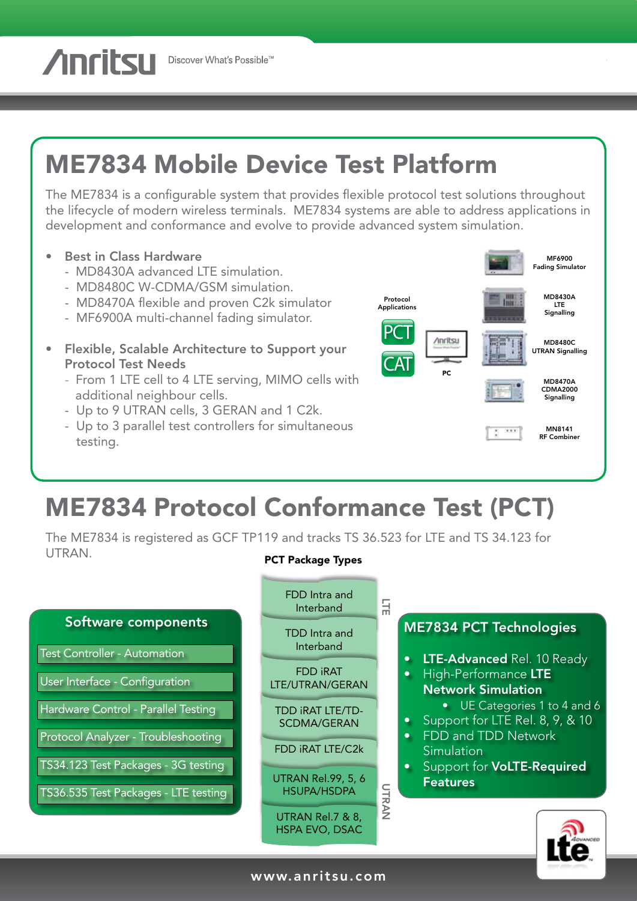# ME7834 Mobile Device Test Platform

The ME7834 is a configurable system that provides flexible protocol test solutions throughout the lifecycle of modern wireless terminals. ME7834 systems are able to address applications in development and conformance and evolve to provide advanced system simulation.

- **Best in Class Hardware**
  - MD8430A advanced LTE simulation.
  - MD8480C W-CDMA/GSM simulation.
  - MD8470A flexible and proven C2k simulator
  - MF6900A multi-channel fading simulator.
- **Flexible, Scalable Architecture to Support your Protocol Test Needs**
  - From 1 LTE cell to 4 LTE serving, MIMO cells with additional neighbour cells.
  - Up to 9 UTRAN cells, 3 GERAN and 1 C2k.
  - Up to 3 parallel test controllers for simultaneous testing.

Protocol Applications: PCT, CAT

PC

MF6900 Fading Simulator

MD8430A LTE Signalling

MD8480C UTRAN Signalling

MD8470A CDMA2000 Signalling

MN8141 RF Combiner

# ME7834 Protocol Conformance Test (PCT)

The ME7834 is registered as GCF TP119 and tracks TS 36.523 for LTE and TS 34.123 for UTRAN.

## Software components

- Test Controller - Automation
- User Interface - Configuration
- Hardware Control - Parallel Testing
- Protocol Analyzer - Troubleshooting
- TS34.123 Test Packages - 3G testing
- TS36.535 Test Packages - LTE testing

## PCT Package Types

**LTE**
- FDD Intra and Interband
- TDD Intra and Interband
- FDD iRAT LTE/UTRAN/GERAN
- TDD iRAT LTE/TD-SCDMA/GERAN
- FDD iRAT LTE/C2k

**UTRAN**
- UTRAN Rel.99, 5, 6 HSUPA/HSDPA
- UTRAN Rel.7 & 8, HSPA EVO, DSAC

## ME7834 PCT Technologies

- **LTE-Advanced** Rel. 10 Ready
- High-Performance **LTE Network Simulation**
  - UE Categories 1 to 4 and 6
- Support for LTE Rel. 8, 9, & 10
- FDD and TDD Network Simulation
- Support for **VoLTE-Required Features**

www.anritsu.com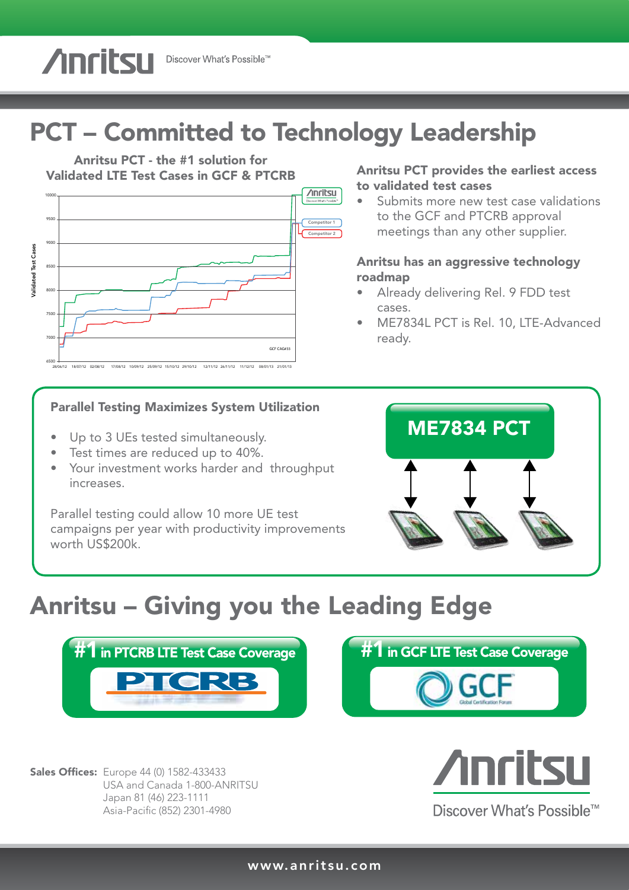Anritsu Discover What's Possible™

# PCT – Committed to Technology Leadership

## Anritsu PCT - the #1 solution for Validated LTE Test Cases in GCF & PTCRB

Validated Test Cases

10000
9500
9000
8500
8000
7500
7000
6500

28/06/12 18/07/12 02/08/12 17/08/12 10/09/12 25/09/12 15/10/12 29/10/12 12/11/12 26/11/12 11/12/12 08/01/13 21/01/13

Anritsu Discover What's Possible™

Competitor 1

Competitor 2

GCF CAG#33

### Anritsu PCT provides the earliest access to validated test cases

- Submits more new test case validations to the GCF and PTCRB approval meetings than any other supplier.

### Anritsu has an aggressive technology roadmap

- Already delivering Rel. 9 FDD test cases.
- ME7834L PCT is Rel. 10, LTE-Advanced ready.

### Parallel Testing Maximizes System Utilization

- Up to 3 UEs tested simultaneously.
- Test times are reduced up to 40%.
- Your investment works harder and throughput increases.

Parallel testing could allow 10 more UE test campaigns per year with productivity improvements worth US$200k.

ME7834 PCT

# Anritsu – Giving you the Leading Edge

**#1 in PTCRB LTE Test Case Coverage**

PTCRB

**#1 in GCF LTE Test Case Coverage**

GCF Global Certification Forum

**Sales Offices:** Europe 44 (0) 1582-433433
USA and Canada 1-800-ANRITSU
Japan 81 (46) 223-1111
Asia-Pacific (852) 2301-4980

Anritsu Discover What's Possible™

www.anritsu.com